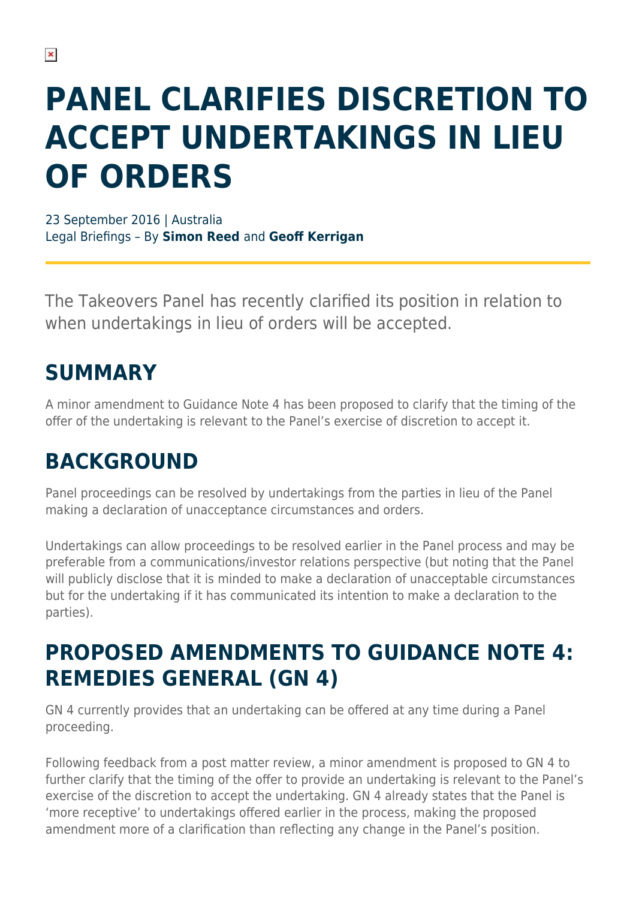# PANEL CLARIFIES DISCRETION TO ACCEPT UNDERTAKINGS IN LIEU OF ORDERS

23 September 2016 | Australia
Legal Briefings – By **Simon Reed** and **Geoff Kerrigan**

The Takeovers Panel has recently clarified its position in relation to when undertakings in lieu of orders will be accepted.

## SUMMARY

A minor amendment to Guidance Note 4 has been proposed to clarify that the timing of the offer of the undertaking is relevant to the Panel's exercise of discretion to accept it.

## BACKGROUND

Panel proceedings can be resolved by undertakings from the parties in lieu of the Panel making a declaration of unacceptance circumstances and orders.

Undertakings can allow proceedings to be resolved earlier in the Panel process and may be preferable from a communications/investor relations perspective (but noting that the Panel will publicly disclose that it is minded to make a declaration of unacceptable circumstances but for the undertaking if it has communicated its intention to make a declaration to the parties).

## PROPOSED AMENDMENTS TO GUIDANCE NOTE 4: REMEDIES GENERAL (GN 4)

GN 4 currently provides that an undertaking can be offered at any time during a Panel proceeding.

Following feedback from a post matter review, a minor amendment is proposed to GN 4 to further clarify that the timing of the offer to provide an undertaking is relevant to the Panel's exercise of the discretion to accept the undertaking. GN 4 already states that the Panel is 'more receptive' to undertakings offered earlier in the process, making the proposed amendment more of a clarification than reflecting any change in the Panel's position.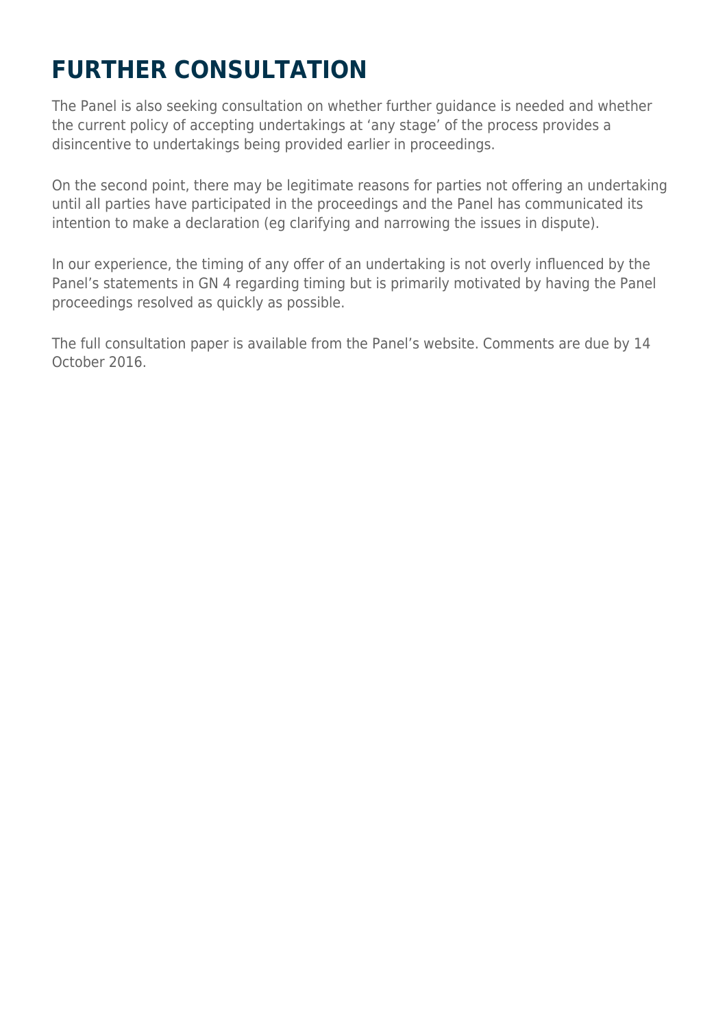# FURTHER CONSULTATION

The Panel is also seeking consultation on whether further guidance is needed and whether the current policy of accepting undertakings at 'any stage' of the process provides a disincentive to undertakings being provided earlier in proceedings.

On the second point, there may be legitimate reasons for parties not offering an undertaking until all parties have participated in the proceedings and the Panel has communicated its intention to make a declaration (eg clarifying and narrowing the issues in dispute).

In our experience, the timing of any offer of an undertaking is not overly influenced by the Panel's statements in GN 4 regarding timing but is primarily motivated by having the Panel proceedings resolved as quickly as possible.

The full consultation paper is available from the Panel's website. Comments are due by 14 October 2016.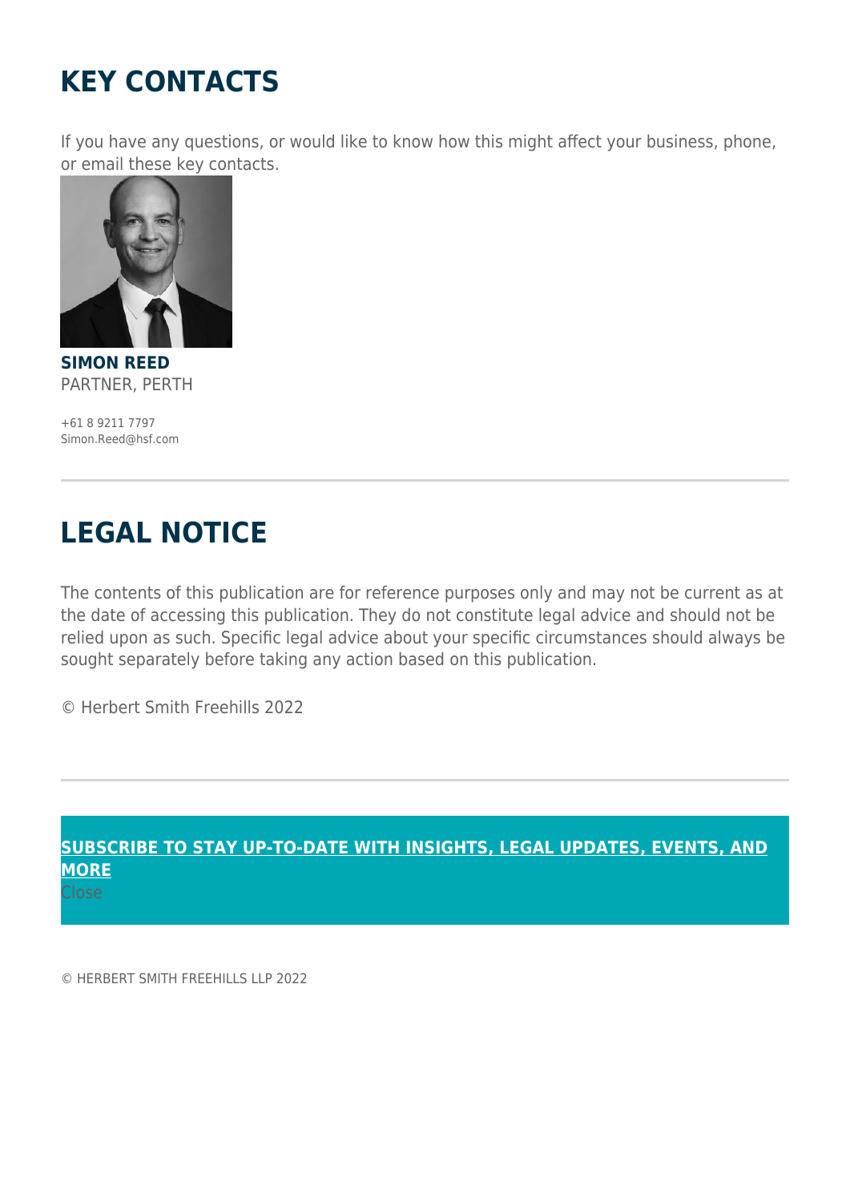## KEY CONTACTS

If you have any questions, or would like to know how this might affect your business, phone, or email these key contacts.

**SIMON REED**
PARTNER, PERTH

+61 8 9211 7797
Simon.Reed@hsf.com

## LEGAL NOTICE

The contents of this publication are for reference purposes only and may not be current as at the date of accessing this publication. They do not constitute legal advice and should not be relied upon as such. Specific legal advice about your specific circumstances should always be sought separately before taking any action based on this publication.

© Herbert Smith Freehills 2022

**SUBSCRIBE TO STAY UP-TO-DATE WITH INSIGHTS, LEGAL UPDATES, EVENTS, AND MORE**
Close

© HERBERT SMITH FREEHILLS LLP 2022